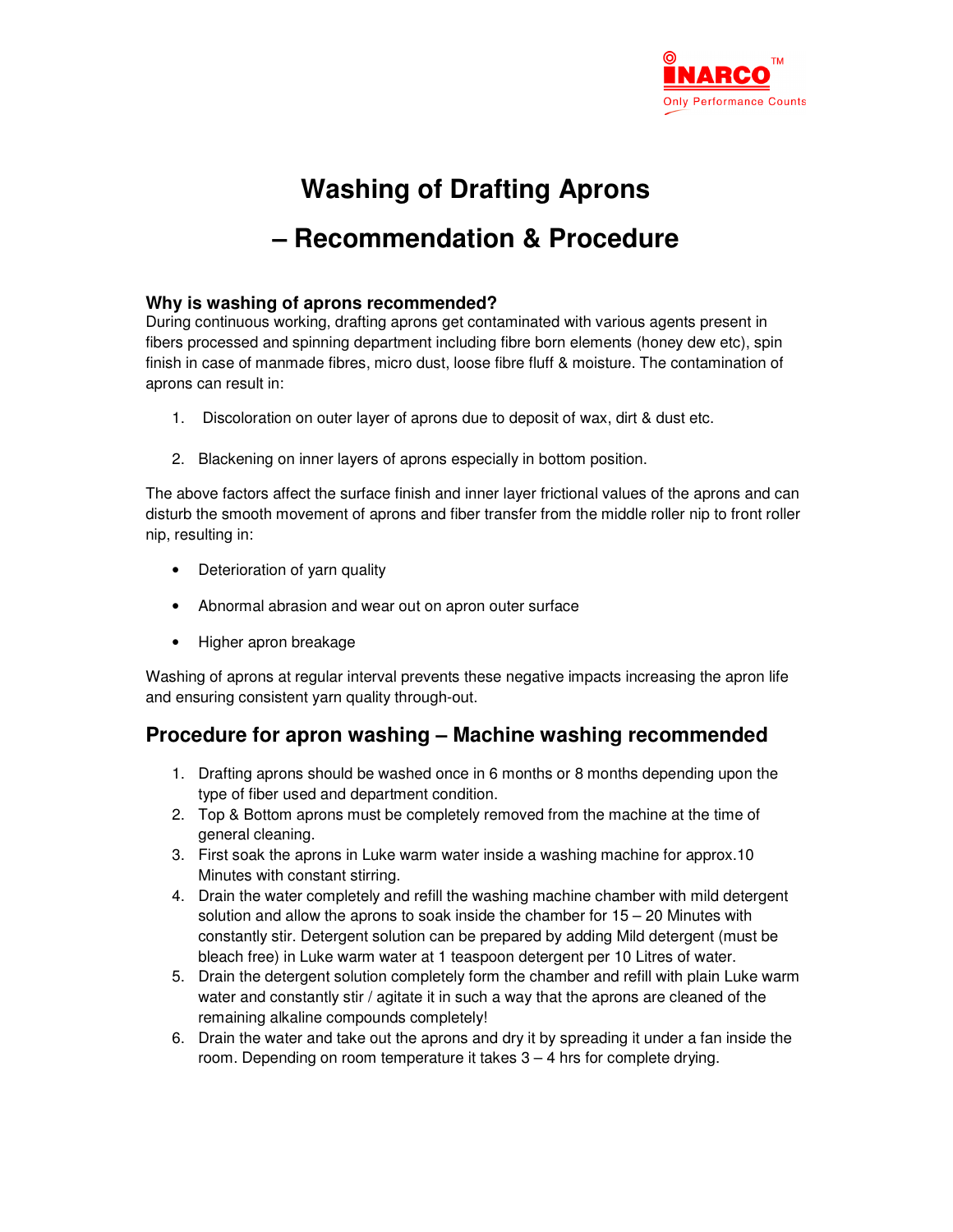INARCO™
Only Performance Counts

# Washing of Drafting Aprons

# – Recommendation & Procedure

### Why is washing of aprons recommended?

During continuous working, drafting aprons get contaminated with various agents present in fibers processed and spinning department including fibre born elements (honey dew etc), spin finish in case of manmade fibres, micro dust, loose fibre fluff & moisture. The contamination of aprons can result in:

1. Discoloration on outer layer of aprons due to deposit of wax, dirt & dust etc.

2. Blackening on inner layers of aprons especially in bottom position.

The above factors affect the surface finish and inner layer frictional values of the aprons and can disturb the smooth movement of aprons and fiber transfer from the middle roller nip to front roller nip, resulting in:

- Deterioration of yarn quality

- Abnormal abrasion and wear out on apron outer surface

- Higher apron breakage

Washing of aprons at regular interval prevents these negative impacts increasing the apron life and ensuring consistent yarn quality through-out.

## Procedure for apron washing – Machine washing recommended

1. Drafting aprons should be washed once in 6 months or 8 months depending upon the type of fiber used and department condition.
2. Top & Bottom aprons must be completely removed from the machine at the time of general cleaning.
3. First soak the aprons in Luke warm water inside a washing machine for approx.10 Minutes with constant stirring.
4. Drain the water completely and refill the washing machine chamber with mild detergent solution and allow the aprons to soak inside the chamber for 15 – 20 Minutes with constantly stir. Detergent solution can be prepared by adding Mild detergent (must be bleach free) in Luke warm water at 1 teaspoon detergent per 10 Litres of water.
5. Drain the detergent solution completely form the chamber and refill with plain Luke warm water and constantly stir / agitate it in such a way that the aprons are cleaned of the remaining alkaline compounds completely!
6. Drain the water and take out the aprons and dry it by spreading it under a fan inside the room. Depending on room temperature it takes 3 – 4 hrs for complete drying.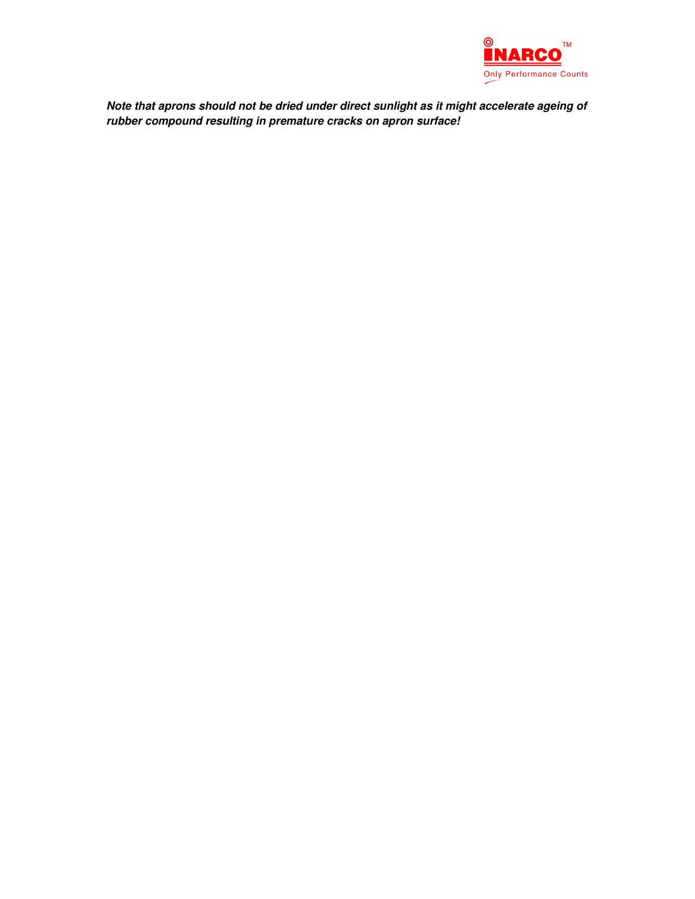***Note that aprons should not be dried under direct sunlight as it might accelerate ageing of rubber compound resulting in premature cracks on apron surface!***